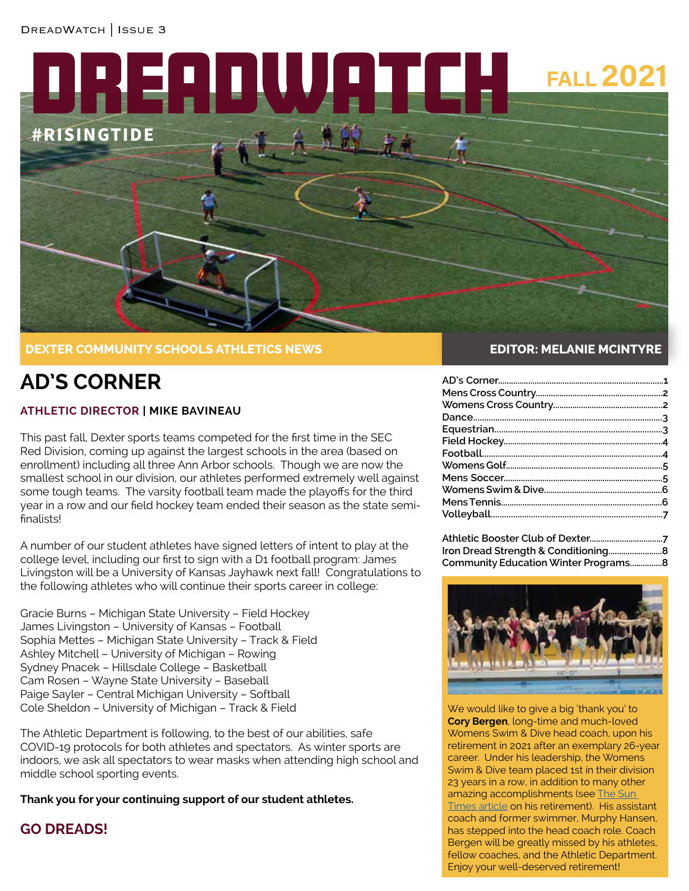# DREADWATCH

FALL 2021

#RISINGTIDE

DEXTER COMMUNITY SCHOOLS ATHLETICS NEWS

EDITOR: MELANIE MCINTYRE

## AD'S CORNER

**ATHLETIC DIRECTOR | MIKE BAVINEAU**

This past fall, Dexter sports teams competed for the first time in the SEC Red Division, coming up against the largest schools in the area (based on enrollment) including all three Ann Arbor schools. Though we are now the smallest school in our division, our athletes performed extremely well against some tough teams. The varsity football team made the playoffs for the third year in a row and our field hockey team ended their season as the state semi-finalists!

A number of our student athletes have signed letters of intent to play at the college level, including our first to sign with a D1 football program: James Livingston will be a University of Kansas Jayhawk next fall! Congratulations to the following athletes who will continue their sports career in college:

Gracie Burns – Michigan State University – Field Hockey
James Livingston – University of Kansas – Football
Sophia Mettes – Michigan State University – Track & Field
Ashley Mitchell – University of Michigan – Rowing
Sydney Pnacek – Hillsdale College – Basketball
Cam Rosen – Wayne State University – Baseball
Paige Sayler – Central Michigan University – Softball
Cole Sheldon – University of Michigan – Track & Field

The Athletic Department is following, to the best of our abilities, safe COVID-19 protocols for both athletes and spectators. As winter sports are indoors, we ask all spectators to wear masks when attending high school and middle school sporting events.

**Thank you for your continuing support of our student athletes.**

**GO DREADS!**

| | |
|---|---|
| AD's Corner | 1 |
| Mens Cross Country | 2 |
| Womens Cross Country | 2 |
| Dance | 3 |
| Equestrian | 3 |
| Field Hockey | 4 |
| Football | 4 |
| Womens Golf | 5 |
| Mens Soccer | 5 |
| Womens Swim & Dive | 6 |
| Mens Tennis | 6 |
| Volleyball | 7 |
| Athletic Booster Club of Dexter | 7 |
| Iron Dread Strength & Conditioning | 8 |
| Community Education Winter Programs | 8 |

We would like to give a big 'thank you' to **Cory Bergen**, long-time and much-loved Womens Swim & Dive head coach, upon his retirement in 2021 after an exemplary 26-year career. Under his leadership, the Womens Swim & Dive team placed 1st in their division 23 years in a row, in addition to many other amazing accomplishments (see The Sun Times article on his retirement). His assistant coach and former swimmer, Murphy Hansen, has stepped into the head coach role. Coach Bergen will be greatly missed by his athletes, fellow coaches, and the Athletic Department. Enjoy your well-deserved retirement!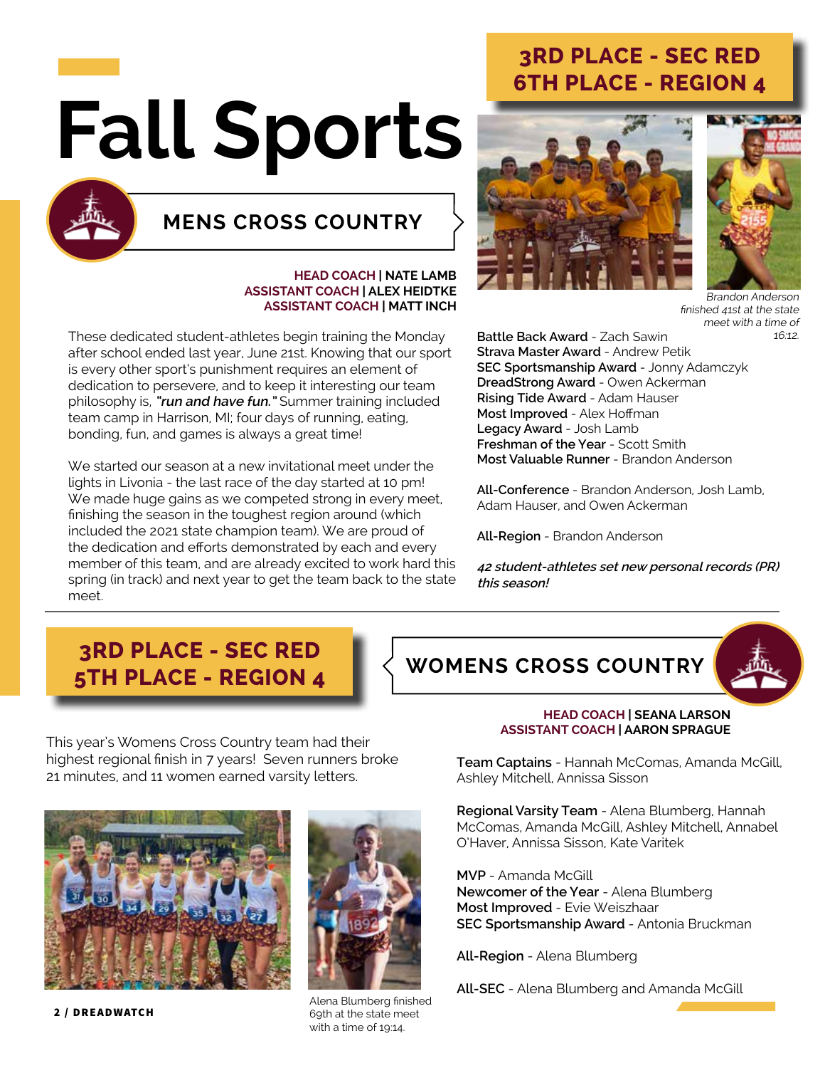# Fall Sports

## MENS CROSS COUNTRY

**3RD PLACE - SEC RED**
**6TH PLACE - REGION 4**

**HEAD COACH | NATE LAMB**
**ASSISTANT COACH | ALEX HEIDTKE**
**ASSISTANT COACH | MATT INCH**

These dedicated student-athletes begin training the Monday after school ended last year, June 21st. Knowing that our sport is every other sport's punishment requires an element of dedication to persevere, and to keep it interesting our team philosophy is, ***"run and have fun."*** Summer training included team camp in Harrison, MI; four days of running, eating, bonding, fun, and games is always a great time!

We started our season at a new invitational meet under the lights in Livonia - the last race of the day started at 10 pm! We made huge gains as we competed strong in every meet, finishing the season in the toughest region around (which included the 2021 state champion team). We are proud of the dedication and efforts demonstrated by each and every member of this team, and are already excited to work hard this spring (in track) and next year to get the team back to the state meet.

*Brandon Anderson finished 41st at the state meet with a time of 16:12.*

**Battle Back Award** - Zach Sawin
**Strava Master Award** - Andrew Petik
**SEC Sportsmanship Award** - Jonny Adamczyk
**DreadStrong Award** - Owen Ackerman
**Rising Tide Award** - Adam Hauser
**Most Improved** - Alex Hoffman
**Legacy Award** - Josh Lamb
**Freshman of the Year** - Scott Smith
**Most Valuable Runner** - Brandon Anderson

**All-Conference** - Brandon Anderson, Josh Lamb, Adam Hauser, and Owen Ackerman

**All-Region** - Brandon Anderson

***42 student-athletes set new personal records (PR) this season!***

## WOMENS CROSS COUNTRY

**3RD PLACE - SEC RED**
**5TH PLACE - REGION 4**

**HEAD COACH | SEANA LARSON**
**ASSISTANT COACH | AARON SPRAGUE**

This year's Womens Cross Country team had their highest regional finish in 7 years! Seven runners broke 21 minutes, and 11 women earned varsity letters.

Alena Blumberg finished 69th at the state meet with a time of 19:14.

**Team Captains** - Hannah McComas, Amanda McGill, Ashley Mitchell, Annissa Sisson

**Regional Varsity Team** - Alena Blumberg, Hannah McComas, Amanda McGill, Ashley Mitchell, Annabel O'Haver, Annissa Sisson, Kate Varitek

**MVP** - Amanda McGill
**Newcomer of the Year** - Alena Blumberg
**Most Improved** - Evie Weiszhaar
**SEC Sportsmanship Award** - Antonia Bruckman

**All-Region** - Alena Blumberg

**All-SEC** - Alena Blumberg and Amanda McGill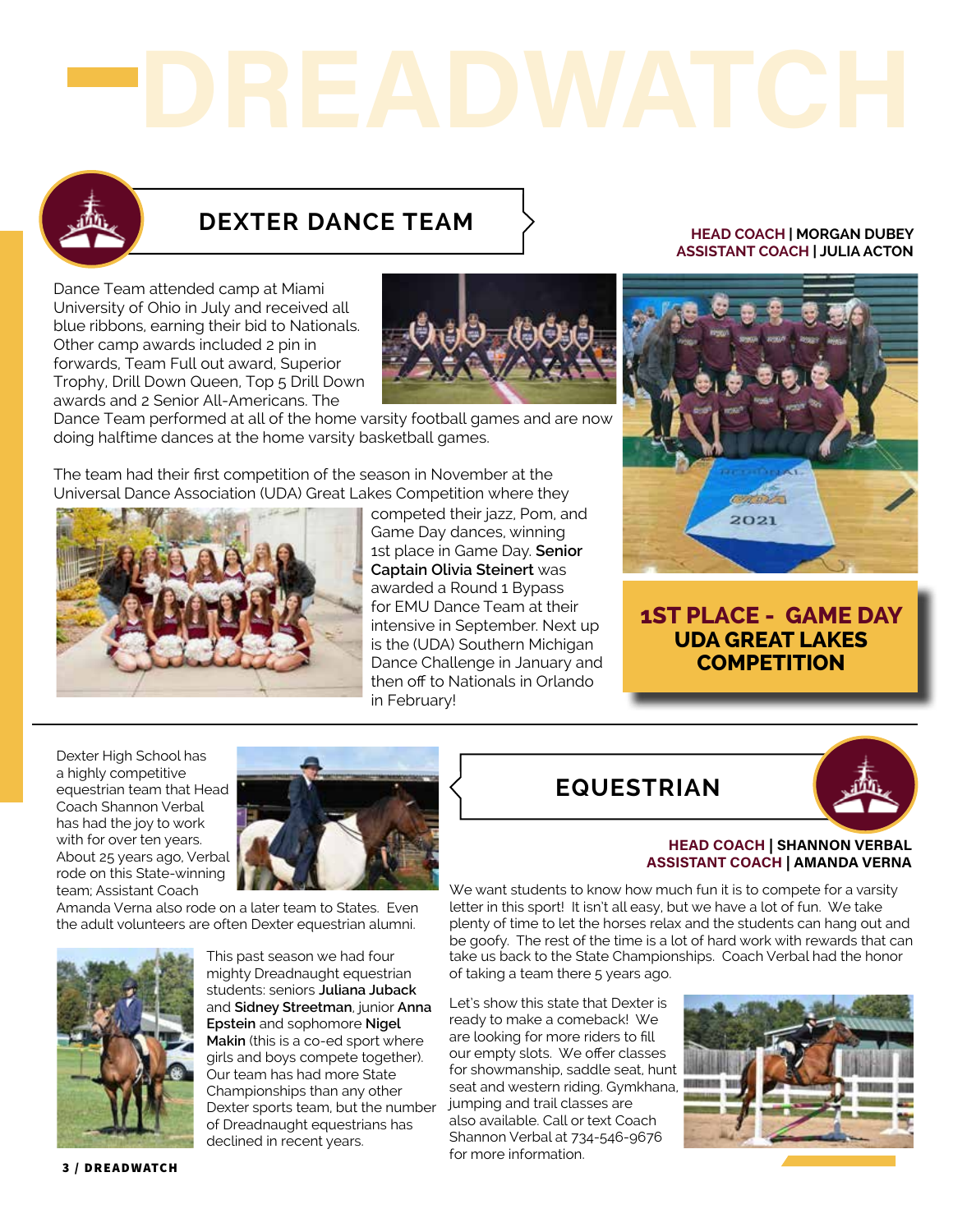## DEXTER DANCE TEAM

**HEAD COACH | MORGAN DUBEY**
**ASSISTANT COACH | JULIA ACTON**

Dance Team attended camp at Miami University of Ohio in July and received all blue ribbons, earning their bid to Nationals. Other camp awards included 2 pin in forwards, Team Full out award, Superior Trophy, Drill Down Queen, Top 5 Drill Down awards and 2 Senior All-Americans. The Dance Team performed at all of the home varsity football games and are now doing halftime dances at the home varsity basketball games.

The team had their first competition of the season in November at the Universal Dance Association (UDA) Great Lakes Competition where they competed their jazz, Pom, and Game Day dances, winning 1st place in Game Day. **Senior Captain Olivia Steinert** was awarded a Round 1 Bypass for EMU Dance Team at their intensive in September. Next up is the (UDA) Southern Michigan Dance Challenge in January and then off to Nationals in Orlando in February!

**1ST PLACE - GAME DAY**
**UDA GREAT LAKES COMPETITION**

## EQUESTRIAN

**HEAD COACH | SHANNON VERBAL**
**ASSISTANT COACH | AMANDA VERNA**

Dexter High School has a highly competitive equestrian team that Head Coach Shannon Verbal has had the joy to work with for over ten years. About 25 years ago, Verbal rode on this State-winning team; Assistant Coach Amanda Verna also rode on a later team to States. Even the adult volunteers are often Dexter equestrian alumni.

This past season we had four mighty Dreadnaught equestrian students: seniors **Juliana Juback** and **Sidney Streetman**, junior **Anna Epstein** and sophomore **Nigel Makin** (this is a co-ed sport where girls and boys compete together). Our team has had more State Championships than any other Dexter sports team, but the number of Dreadnaught equestrians has declined in recent years.

We want students to know how much fun it is to compete for a varsity letter in this sport! It isn't all easy, but we have a lot of fun. We take plenty of time to let the horses relax and the students can hang out and be goofy. The rest of the time is a lot of hard work with rewards that can take us back to the State Championships. Coach Verbal had the honor of taking a team there 5 years ago.

Let's show this state that Dexter is ready to make a comeback! We are looking for more riders to fill our empty slots. We offer classes for showmanship, saddle seat, hunt seat and western riding. Gymkhana, jumping and trail classes are also available. Call or text Coach Shannon Verbal at 734-546-9676 for more information.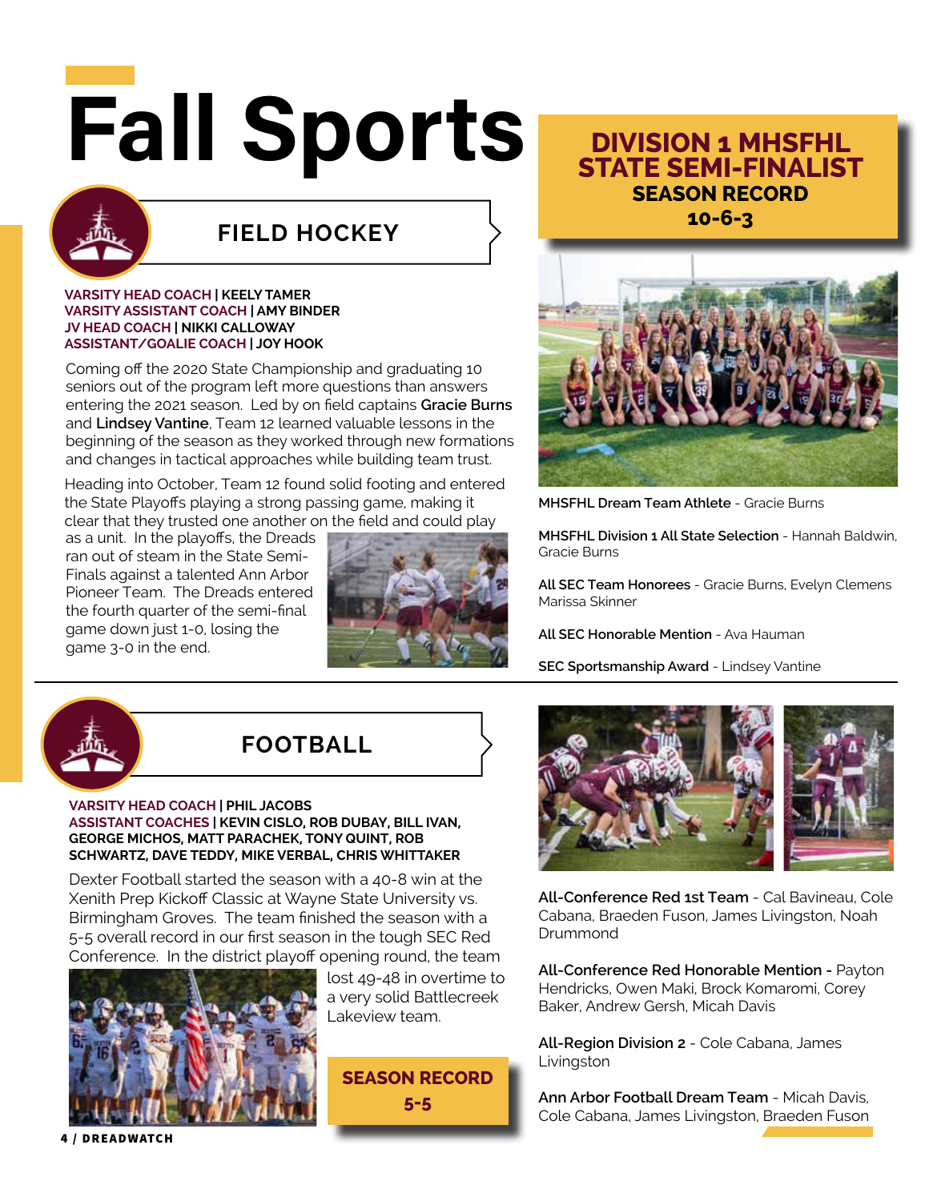# Fall Sports

## FIELD HOCKEY

**VARSITY HEAD COACH | KEELY TAMER**
**VARSITY ASSISTANT COACH | AMY BINDER**
**JV HEAD COACH | NIKKI CALLOWAY**
**ASSISTANT/GOALIE COACH | JOY HOOK**

Coming off the 2020 State Championship and graduating 10 seniors out of the program left more questions than answers entering the 2021 season. Led by on field captains **Gracie Burns** and **Lindsey Vantine**, Team 12 learned valuable lessons in the beginning of the season as they worked through new formations and changes in tactical approaches while building team trust.

Heading into October, Team 12 found solid footing and entered the State Playoffs playing a strong passing game, making it clear that they trusted one another on the field and could play as a unit. In the playoffs, the Dreads ran out of steam in the State Semi-Finals against a talented Ann Arbor Pioneer Team. The Dreads entered the fourth quarter of the semi-final game down just 1-0, losing the game 3-0 in the end.

### DIVISION 1 MHSFHL STATE SEMI-FINALIST

**SEASON RECORD**
**10-6-3**

**MHSFHL Dream Team Athlete** - Gracie Burns

**MHSFHL Division 1 All State Selection** - Hannah Baldwin, Gracie Burns

**All SEC Team Honorees** - Gracie Burns, Evelyn Clemens Marissa Skinner

**All SEC Honorable Mention** - Ava Hauman

**SEC Sportsmanship Award** - Lindsey Vantine

## FOOTBALL

**VARSITY HEAD COACH | PHIL JACOBS**
**ASSISTANT COACHES | KEVIN CISLO, ROB DUBAY, BILL IVAN, GEORGE MICHOS, MATT PARACHEK, TONY QUINT, ROB SCHWARTZ, DAVE TEDDY, MIKE VERBAL, CHRIS WHITTAKER**

Dexter Football started the season with a 40-8 win at the Xenith Prep Kickoff Classic at Wayne State University vs. Birmingham Groves. The team finished the season with a 5-5 overall record in our first season in the tough SEC Red Conference. In the district playoff opening round, the team lost 49-48 in overtime to a very solid Battlecreek Lakeview team.

**SEASON RECORD**
**5-5**

**All-Conference Red 1st Team** - Cal Bavineau, Cole Cabana, Braeden Fuson, James Livingston, Noah Drummond

**All-Conference Red Honorable Mention** - Payton Hendricks, Owen Maki, Brock Komaromi, Corey Baker, Andrew Gersh, Micah Davis

**All-Region Division 2** - Cole Cabana, James Livingston

**Ann Arbor Football Dream Team** - Micah Davis, Cole Cabana, James Livingston, Braeden Fuson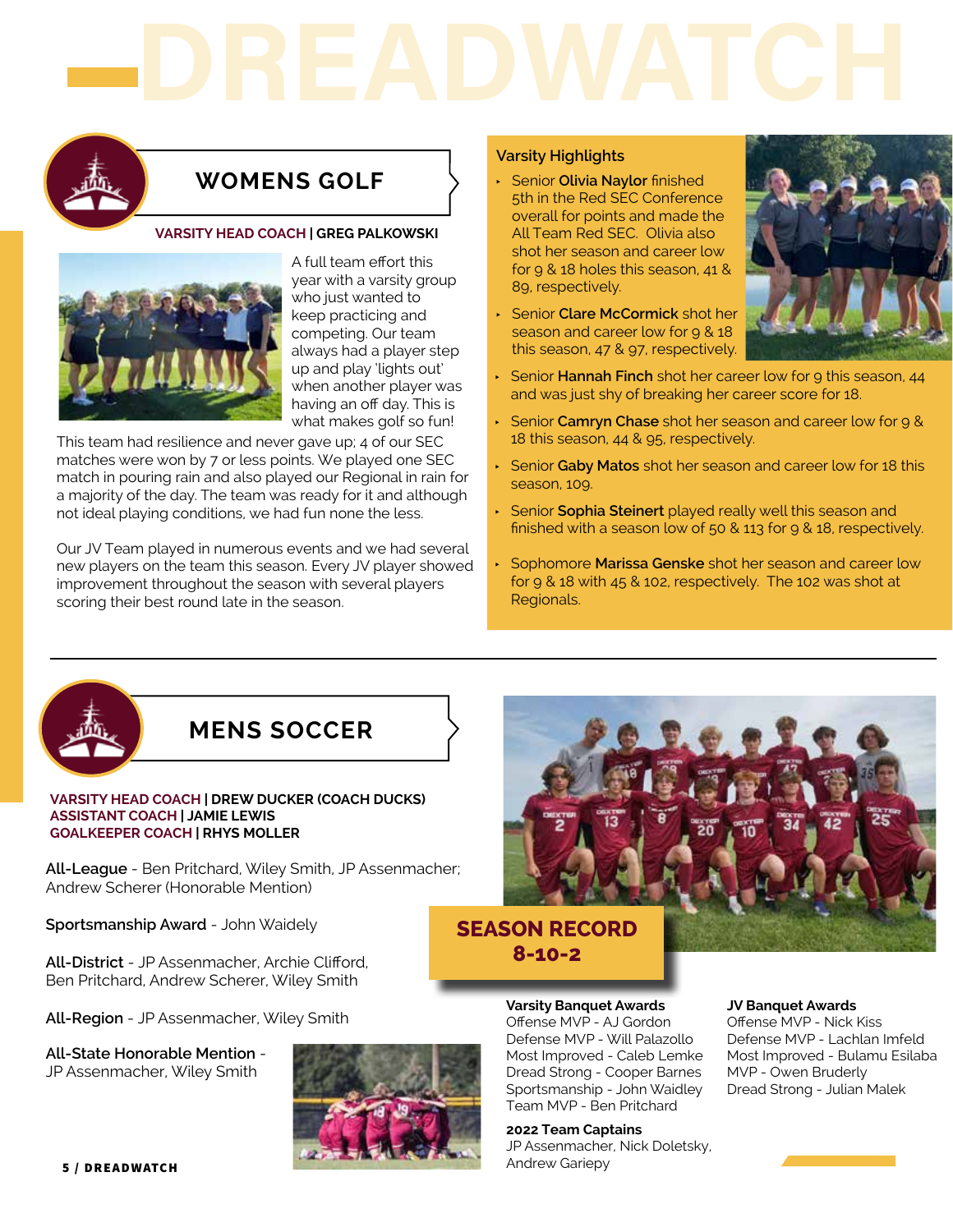# DREADWATCH

## WOMENS GOLF

**VARSITY HEAD COACH | GREG PALKOWSKI**

A full team effort this year with a varsity group who just wanted to keep practicing and competing. Our team always had a player step up and play 'lights out' when another player was having an off day. This is what makes golf so fun!

This team had resilience and never gave up; 4 of our SEC matches were won by 7 or less points. We played one SEC match in pouring rain and also played our Regional in rain for a majority of the day. The team was ready for it and although not ideal playing conditions, we had fun none the less.

Our JV Team played in numerous events and we had several new players on the team this season. Every JV player showed improvement throughout the season with several players scoring their best round late in the season.

### Varsity Highlights

- Senior **Olivia Naylor** finished 5th in the Red SEC Conference overall for points and made the All Team Red SEC. Olivia also shot her season and career low for 9 & 18 holes this season, 41 & 89, respectively.
- Senior **Clare McCormick** shot her season and career low for 9 & 18 this season, 47 & 97, respectively.
- Senior **Hannah Finch** shot her career low for 9 this season, 44 and was just shy of breaking her career score for 18.
- Senior **Camryn Chase** shot her season and career low for 9 & 18 this season, 44 & 95, respectively.
- Senior **Gaby Matos** shot her season and career low for 18 this season, 109.
- Senior **Sophia Steinert** played really well this season and finished with a season low of 50 & 113 for 9 & 18, respectively.
- Sophomore **Marissa Genske** shot her season and career low for 9 & 18 with 45 & 102, respectively. The 102 was shot at Regionals.

## MENS SOCCER

**VARSITY HEAD COACH | DREW DUCKER (COACH DUCKS)**
**ASSISTANT COACH | JAMIE LEWIS**
**GOALKEEPER COACH | RHYS MOLLER**

**All-League** - Ben Pritchard, Wiley Smith, JP Assenmacher; Andrew Scherer (Honorable Mention)

**Sportsmanship Award** - John Waidely

**All-District** - JP Assenmacher, Archie Clifford, Ben Pritchard, Andrew Scherer, Wiley Smith

**All-Region** - JP Assenmacher, Wiley Smith

**All-State Honorable Mention** - JP Assenmacher, Wiley Smith

**SEASON RECORD 8-10-2**

**Varsity Banquet Awards**
Offense MVP - AJ Gordon
Defense MVP - Will Palazollo
Most Improved - Caleb Lemke
Dread Strong - Cooper Barnes
Sportsmanship - John Waidley
Team MVP - Ben Pritchard

**2022 Team Captains**
JP Assenmacher, Nick Doletsky, Andrew Gariepy

**JV Banquet Awards**
Offense MVP - Nick Kiss
Defense MVP - Lachlan Imfeld
Most Improved - Bulamu Esilaba
MVP - Owen Bruderly
Dread Strong - Julian Malek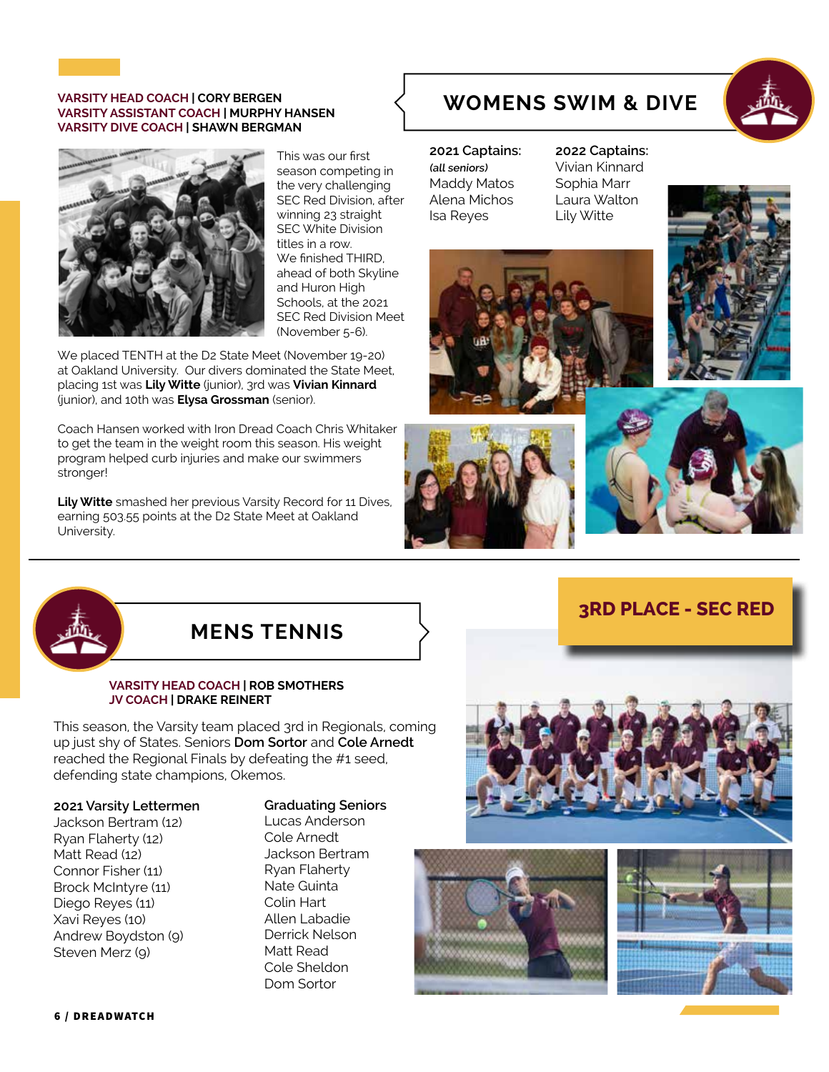## WOMENS SWIM & DIVE

**VARSITY HEAD COACH | CORY BERGEN**
**VARSITY ASSISTANT COACH | MURPHY HANSEN**
**VARSITY DIVE COACH | SHAWN BERGMAN**

This was our first season competing in the very challenging SEC Red Division, after winning 23 straight SEC White Division titles in a row. We finished THIRD, ahead of both Skyline and Huron High Schools, at the 2021 SEC Red Division Meet (November 5-6).

We placed TENTH at the D2 State Meet (November 19-20) at Oakland University. Our divers dominated the State Meet, placing 1st was **Lily Witte** (junior), 3rd was **Vivian Kinnard** (junior), and 10th was **Elysa Grossman** (senior).

Coach Hansen worked with Iron Dread Coach Chris Whitaker to get the team in the weight room this season. His weight program helped curb injuries and make our swimmers stronger!

**Lily Witte** smashed her previous Varsity Record for 11 Dives, earning 503.55 points at the D2 State Meet at Oakland University.

**2021 Captains:**
*(all seniors)*
Maddy Matos
Alena Michos
Isa Reyes

**2022 Captains:**
Vivian Kinnard
Sophia Marr
Laura Walton
Lily Witte

## MENS TENNIS

**3RD PLACE - SEC RED**

**VARSITY HEAD COACH | ROB SMOTHERS**
**JV COACH | DRAKE REINERT**

This season, the Varsity team placed 3rd in Regionals, coming up just shy of States. Seniors **Dom Sortor** and **Cole Arnedt** reached the Regional Finals by defeating the #1 seed, defending state champions, Okemos.

**2021 Varsity Lettermen**
Jackson Bertram (12)
Ryan Flaherty (12)
Matt Read (12)
Connor Fisher (11)
Brock McIntyre (11)
Diego Reyes (11)
Xavi Reyes (10)
Andrew Boydston (9)
Steven Merz (9)

**Graduating Seniors**
Lucas Anderson
Cole Arnedt
Jackson Bertram
Ryan Flaherty
Nate Guinta
Colin Hart
Allen Labadie
Derrick Nelson
Matt Read
Cole Sheldon
Dom Sortor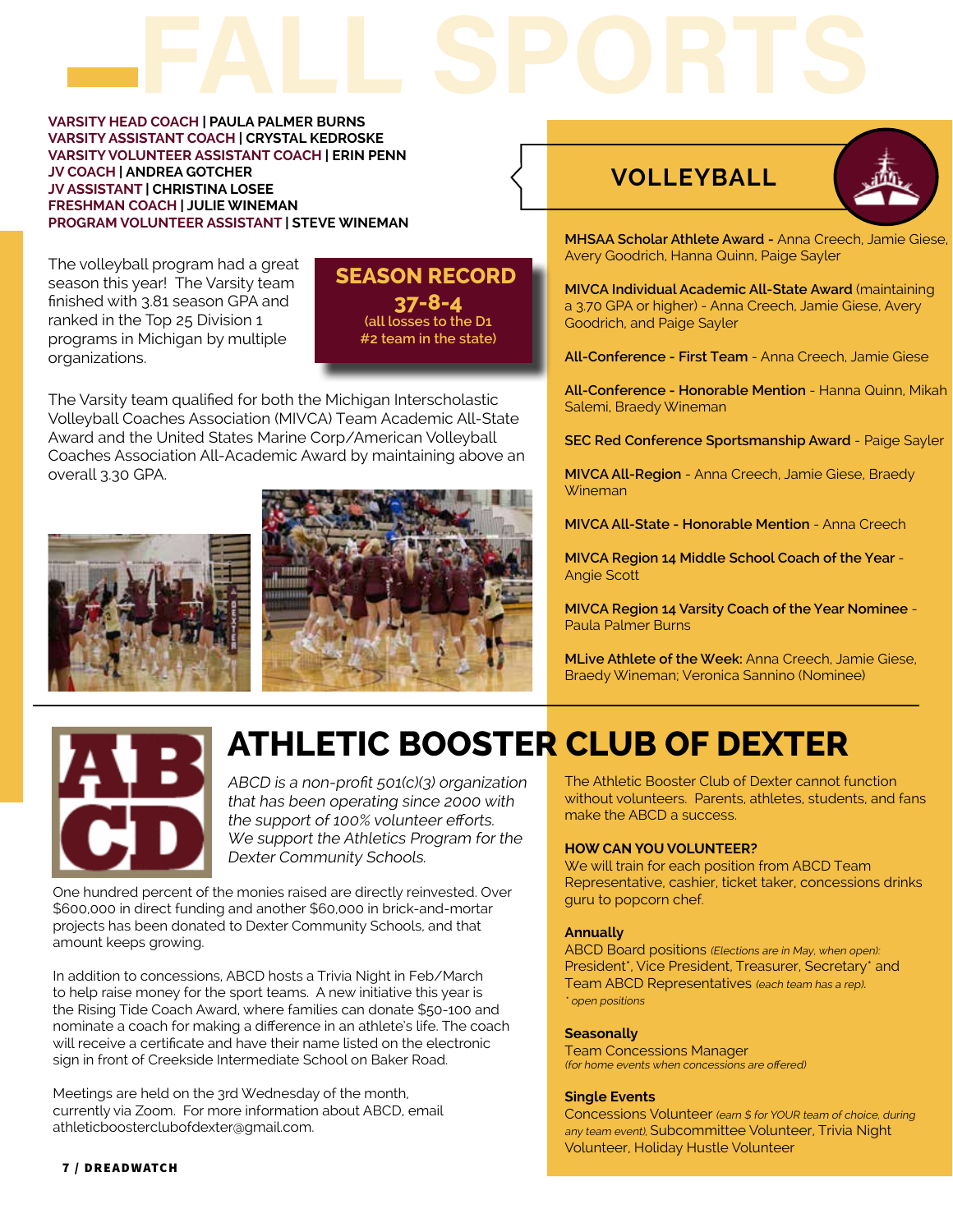# FALL SPORTS

**VARSITY HEAD COACH | PAULA PALMER BURNS**
**VARSITY ASSISTANT COACH | CRYSTAL KEDROSKE**
**VARSITY VOLUNTEER ASSISTANT COACH | ERIN PENN**
**JV COACH | ANDREA GOTCHER**
**JV ASSISTANT | CHRISTINA LOSEE**
**FRESHMAN COACH | JULIE WINEMAN**
**PROGRAM VOLUNTEER ASSISTANT | STEVE WINEMAN**

## VOLLEYBALL

The volleyball program had a great season this year! The Varsity team finished with 3.81 season GPA and ranked in the Top 25 Division 1 programs in Michigan by multiple organizations.

**SEASON RECORD**
**37-8-4**
(all losses to the D1 #2 team in the state)

The Varsity team qualified for both the Michigan Interscholastic Volleyball Coaches Association (MIVCA) Team Academic All-State Award and the United States Marine Corp/American Volleyball Coaches Association All-Academic Award by maintaining above an overall 3.30 GPA.

**MHSAA Scholar Athlete Award -** Anna Creech, Jamie Giese, Avery Goodrich, Hanna Quinn, Paige Sayler

**MIVCA Individual Academic All-State Award** (maintaining a 3.70 GPA or higher) - Anna Creech, Jamie Giese, Avery Goodrich, and Paige Sayler

**All-Conference - First Team** - Anna Creech, Jamie Giese

**All-Conference - Honorable Mention** - Hanna Quinn, Mikah Salemi, Braedy Wineman

**SEC Red Conference Sportsmanship Award** - Paige Sayler

**MIVCA All-Region** - Anna Creech, Jamie Giese, Braedy Wineman

**MIVCA All-State - Honorable Mention** - Anna Creech

**MIVCA Region 14 Middle School Coach of the Year** - Angie Scott

**MIVCA Region 14 Varsity Coach of the Year Nominee** - Paula Palmer Burns

**MLive Athlete of the Week:** Anna Creech, Jamie Giese, Braedy Wineman; Veronica Sannino (Nominee)

# ATHLETIC BOOSTER CLUB OF DEXTER

*ABCD is a non-profit 501(c)(3) organization that has been operating since 2000 with the support of 100% volunteer efforts. We support the Athletics Program for the Dexter Community Schools.*

One hundred percent of the monies raised are directly reinvested. Over $600,000 in direct funding and another $60,000 in brick-and-mortar projects has been donated to Dexter Community Schools, and that amount keeps growing.

In addition to concessions, ABCD hosts a Trivia Night in Feb/March to help raise money for the sport teams. A new initiative this year is the Rising Tide Coach Award, where families can donate $50-100 and nominate a coach for making a difference in an athlete's life. The coach will receive a certificate and have their name listed on the electronic sign in front of Creekside Intermediate School on Baker Road.

Meetings are held on the 3rd Wednesday of the month, currently via Zoom. For more information about ABCD, email athleticboosterclubofdexter@gmail.com.

The Athletic Booster Club of Dexter cannot function without volunteers. Parents, athletes, students, and fans make the ABCD a success.

**HOW CAN YOU VOLUNTEER?**
We will train for each position from ABCD Team Representative, cashier, ticket taker, concessions drinks guru to popcorn chef.

**Annually**
ABCD Board positions *(Elections are in May, when open):* President*, Vice President, Treasurer, Secretary* and Team ABCD Representatives *(each team has a rep).*
*\* open positions*

**Seasonally**
Team Concessions Manager
*(for home events when concessions are offered)*

**Single Events**
Concessions Volunteer *(earn $ for YOUR team of choice, during any team event),* Subcommittee Volunteer, Trivia Night Volunteer, Holiday Hustle Volunteer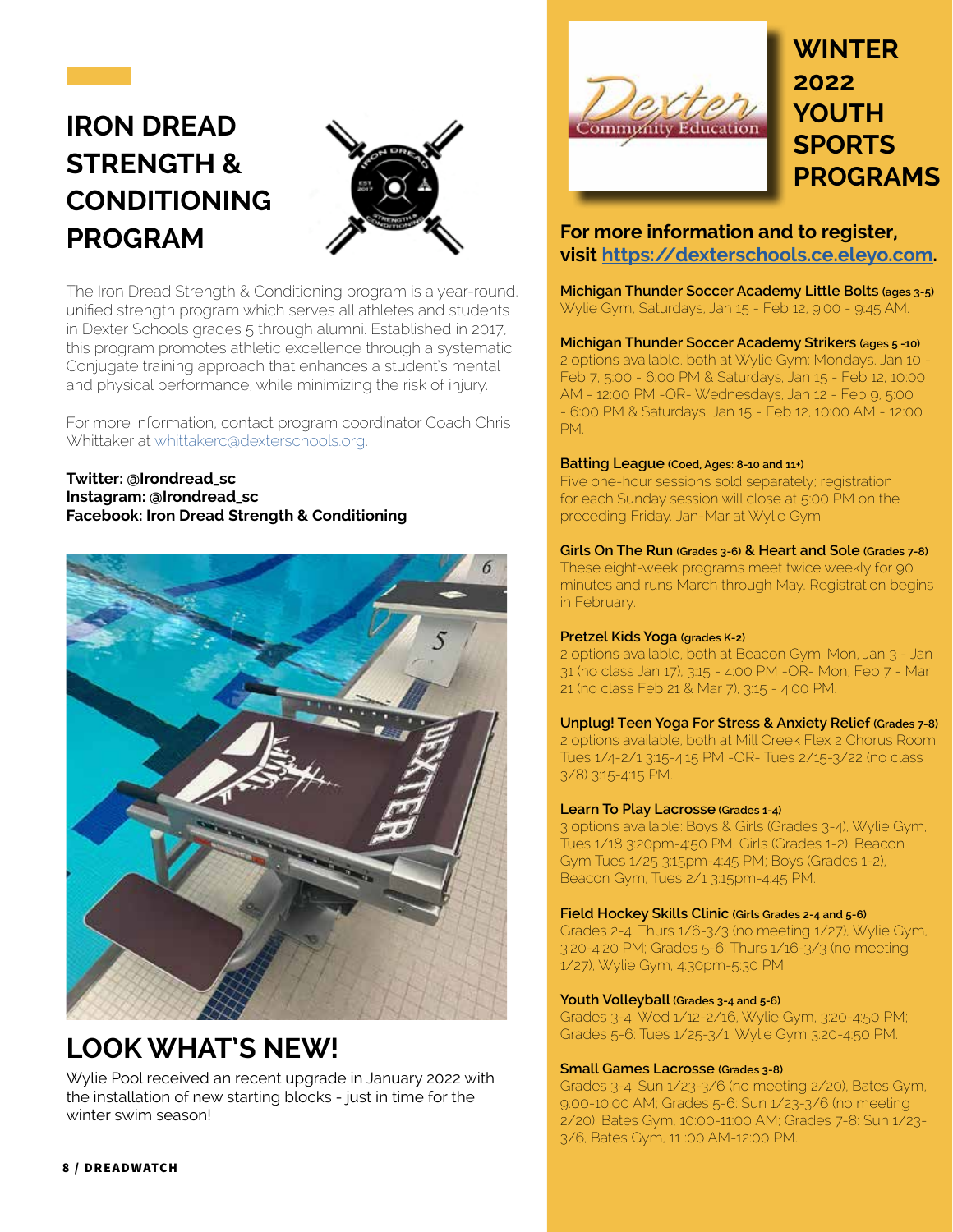# IRON DREAD STRENGTH & CONDITIONING PROGRAM

The Iron Dread Strength & Conditioning program is a year-round, unified strength program which serves all athletes and students in Dexter Schools grades 5 through alumni. Established in 2017, this program promotes athletic excellence through a systematic Conjugate training approach that enhances a student's mental and physical performance, while minimizing the risk of injury.

For more information, contact program coordinator Coach Chris Whittaker at whittakerc@dexterschools.org.

**Twitter: @Irondread_sc**
**Instagram: @Irondread_sc**
**Facebook: Iron Dread Strength & Conditioning**

## LOOK WHAT'S NEW!

Wylie Pool received an recent upgrade in January 2022 with the installation of new starting blocks - just in time for the winter swim season!

# WINTER 2022 YOUTH SPORTS PROGRAMS

**For more information and to register, visit https://dexterschools.ce.eleyo.com.**

**Michigan Thunder Soccer Academy Little Bolts (ages 3-5)**
Wylie Gym, Saturdays, Jan 15 - Feb 12, 9:00 - 9:45 AM.

**Michigan Thunder Soccer Academy Strikers (ages 5 -10)**
2 options available, both at Wylie Gym: Mondays, Jan 10 - Feb 7, 5:00 - 6:00 PM & Saturdays, Jan 15 - Feb 12, 10:00 AM - 12:00 PM -OR- Wednesdays, Jan 12 - Feb 9, 5:00 - 6:00 PM & Saturdays, Jan 15 - Feb 12, 10:00 AM - 12:00 PM.

**Batting League (Coed, Ages: 8-10 and 11+)**
Five one-hour sessions sold separately; registration for each Sunday session will close at 5:00 PM on the preceding Friday. Jan-Mar at Wylie Gym.

**Girls On The Run (Grades 3-6) & Heart and Sole (Grades 7-8)**
These eight-week programs meet twice weekly for 90 minutes and runs March through May. Registration begins in February.

**Pretzel Kids Yoga (grades K-2)**
2 options available, both at Beacon Gym: Mon, Jan 3 - Jan 31 (no class Jan 17), 3:15 - 4:00 PM -OR- Mon, Feb 7 - Mar 21 (no class Feb 21 & Mar 7), 3:15 - 4:00 PM.

**Unplug! Teen Yoga For Stress & Anxiety Relief (Grades 7-8)**
2 options available, both at Mill Creek Flex 2 Chorus Room: Tues 1/4-2/1 3:15-4:15 PM -OR- Tues 2/15-3/22 (no class 3/8) 3:15-4:15 PM.

**Learn To Play Lacrosse (Grades 1-4)**
3 options available: Boys & Girls (Grades 3-4), Wylie Gym, Tues 1/18 3:20pm-4:50 PM; Girls (Grades 1-2), Beacon Gym Tues 1/25 3:15pm-4:45 PM; Boys (Grades 1-2), Beacon Gym, Tues 2/1 3:15pm-4:45 PM.

**Field Hockey Skills Clinic (Girls Grades 2-4 and 5-6)**
Grades 2-4: Thurs 1/6-3/3 (no meeting 1/27), Wylie Gym, 3:20-4:20 PM; Grades 5-6: Thurs 1/16-3/3 (no meeting 1/27), Wylie Gym, 4:30pm-5:30 PM.

**Youth Volleyball (Grades 3-4 and 5-6)**
Grades 3-4: Wed 1/12-2/16, Wylie Gym, 3:20-4:50 PM; Grades 5-6: Tues 1/25-3/1, Wylie Gym 3:20-4:50 PM.

**Small Games Lacrosse (Grades 3-8)**
Grades 3-4: Sun 1/23-3/6 (no meeting 2/20), Bates Gym, 9:00-10:00 AM; Grades 5-6: Sun 1/23-3/6 (no meeting 2/20), Bates Gym, 10:00-11:00 AM; Grades 7-8: Sun 1/23-3/6, Bates Gym, 11 :00 AM-12:00 PM.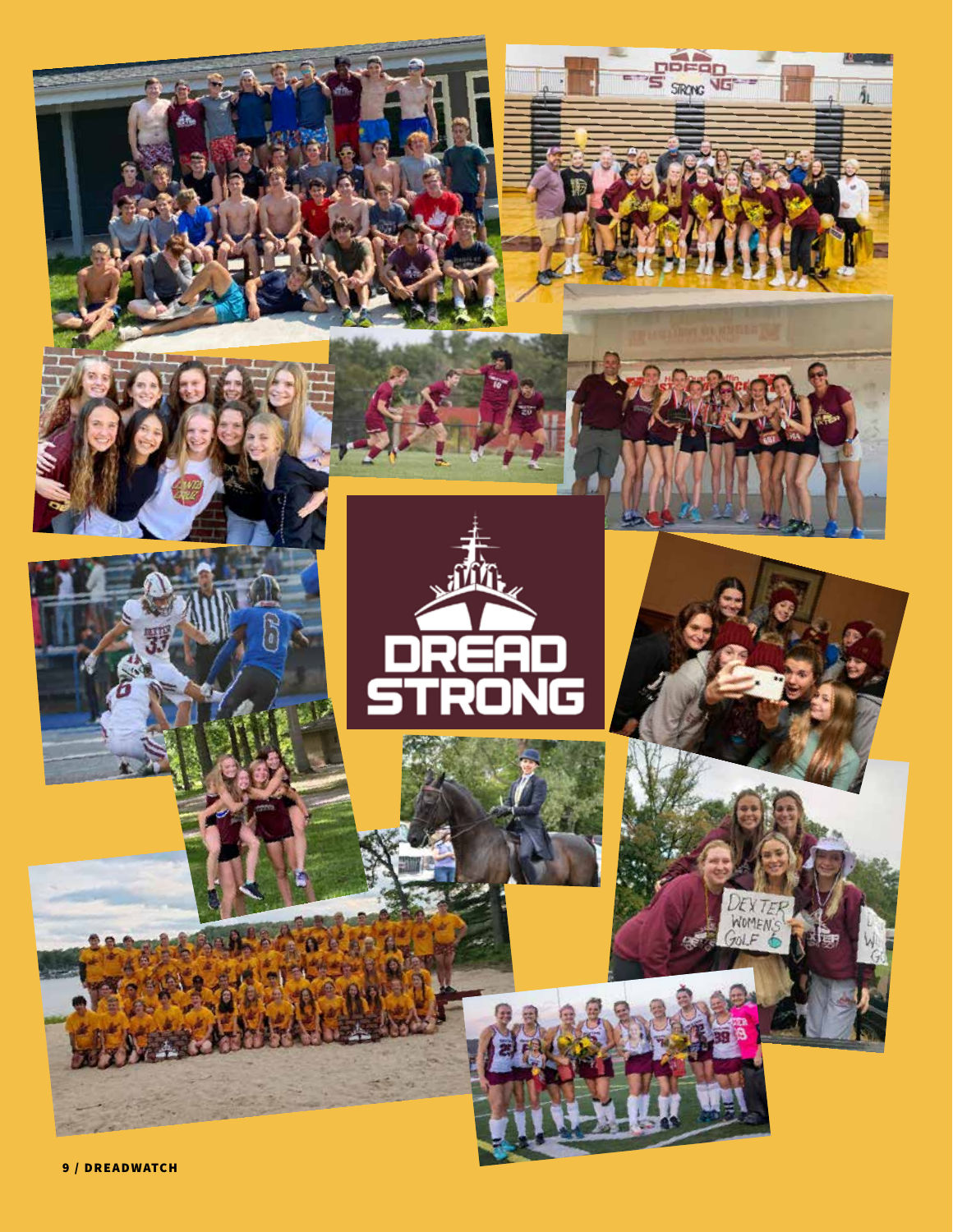DREAD STRONG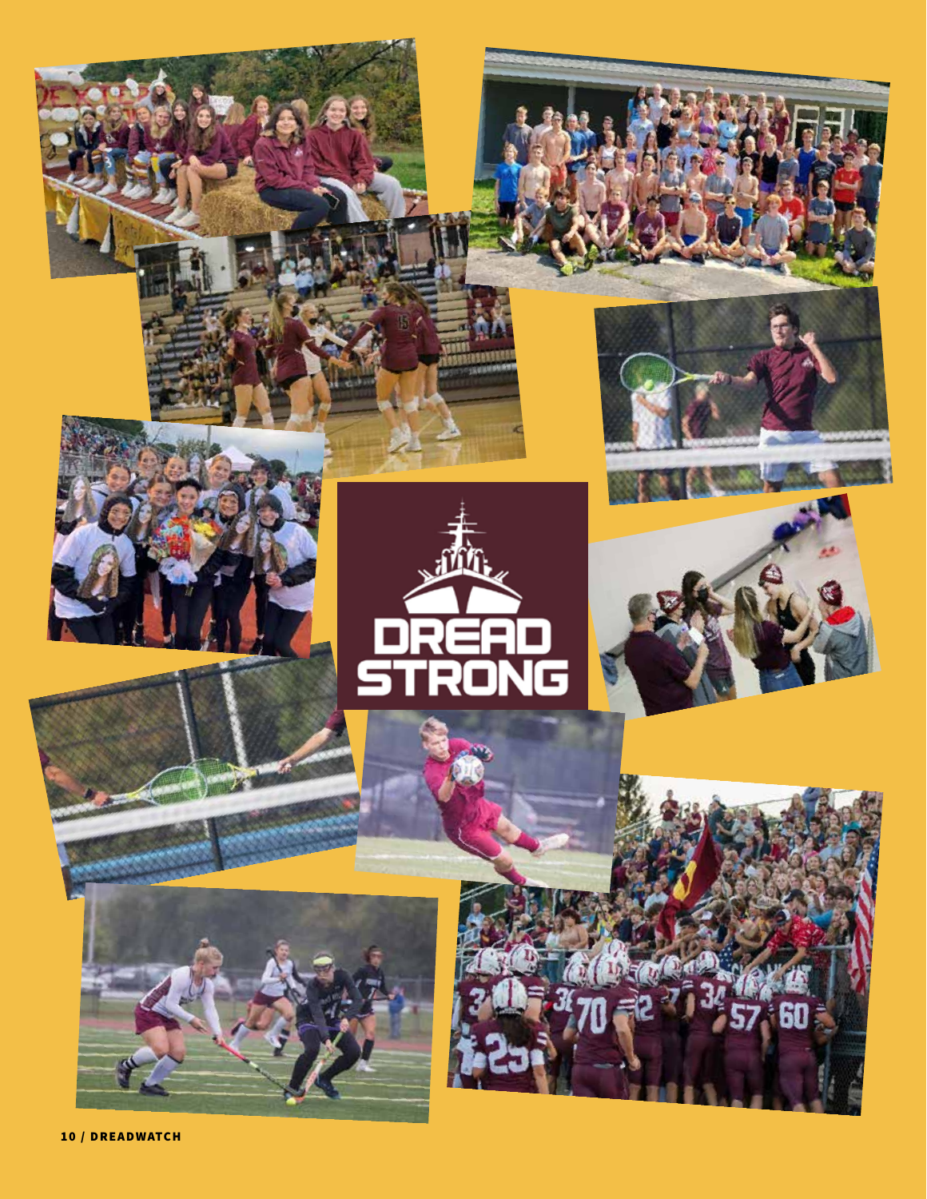DREAD STRONG